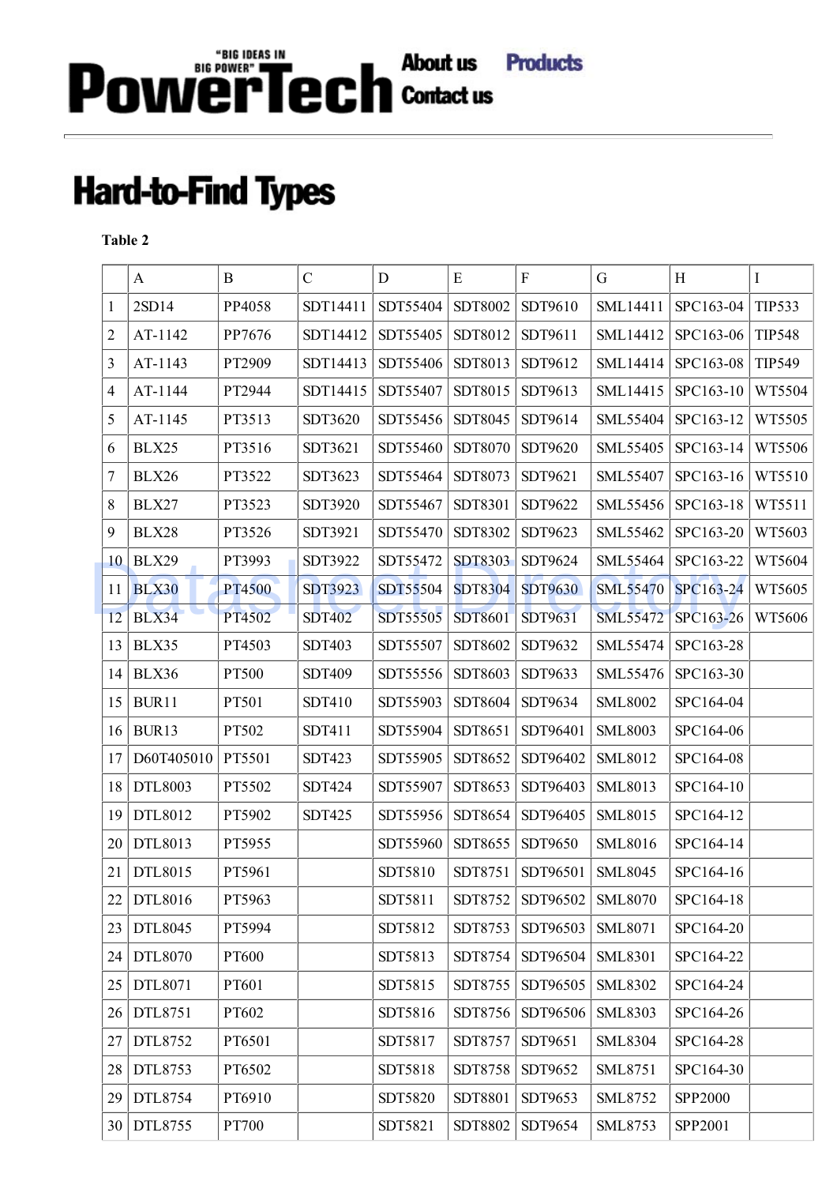"BIG IDEAS IN BIG POWER"

# PowerTech

About us Products Contact us

## Hard-to-Find Types

**Table 2**

| | A | B | C | D | E | F | G | H | I |
|---|---|---|---|---|---|---|---|---|---|
| 1 | 2SD14 | PP4058 | SDT14411 | SDT55404 | SDT8002 | SDT9610 | SML14411 | SPC163-04 | TIP533 |
| 2 | AT-1142 | PP7676 | SDT14412 | SDT55405 | SDT8012 | SDT9611 | SML14412 | SPC163-06 | TIP548 |
| 3 | AT-1143 | PT2909 | SDT14413 | SDT55406 | SDT8013 | SDT9612 | SML14414 | SPC163-08 | TIP549 |
| 4 | AT-1144 | PT2944 | SDT14415 | SDT55407 | SDT8015 | SDT9613 | SML14415 | SPC163-10 | WT5504 |
| 5 | AT-1145 | PT3513 | SDT3620 | SDT55456 | SDT8045 | SDT9614 | SML55404 | SPC163-12 | WT5505 |
| 6 | BLX25 | PT3516 | SDT3621 | SDT55460 | SDT8070 | SDT9620 | SML55405 | SPC163-14 | WT5506 |
| 7 | BLX26 | PT3522 | SDT3623 | SDT55464 | SDT8073 | SDT9621 | SML55407 | SPC163-16 | WT5510 |
| 8 | BLX27 | PT3523 | SDT3920 | SDT55467 | SDT8301 | SDT9622 | SML55456 | SPC163-18 | WT5511 |
| 9 | BLX28 | PT3526 | SDT3921 | SDT55470 | SDT8302 | SDT9623 | SML55462 | SPC163-20 | WT5603 |
| 10 | BLX29 | PT3993 | SDT3922 | SDT55472 | SDT8303 | SDT9624 | SML55464 | SPC163-22 | WT5604 |
| 11 | BLX30 | PT4500 | SDT3923 | SDT55504 | SDT8304 | SDT9630 | SML55470 | SPC163-24 | WT5605 |
| 12 | BLX34 | PT4502 | SDT402 | SDT55505 | SDT8601 | SDT9631 | SML55472 | SPC163-26 | WT5606 |
| 13 | BLX35 | PT4503 | SDT403 | SDT55507 | SDT8602 | SDT9632 | SML55474 | SPC163-28 | |
| 14 | BLX36 | PT500 | SDT409 | SDT55556 | SDT8603 | SDT9633 | SML55476 | SPC163-30 | |
| 15 | BUR11 | PT501 | SDT410 | SDT55903 | SDT8604 | SDT9634 | SML8002 | SPC164-04 | |
| 16 | BUR13 | PT502 | SDT411 | SDT55904 | SDT8651 | SDT96401 | SML8003 | SPC164-06 | |
| 17 | D60T405010 | PT5501 | SDT423 | SDT55905 | SDT8652 | SDT96402 | SML8012 | SPC164-08 | |
| 18 | DTL8003 | PT5502 | SDT424 | SDT55907 | SDT8653 | SDT96403 | SML8013 | SPC164-10 | |
| 19 | DTL8012 | PT5902 | SDT425 | SDT55956 | SDT8654 | SDT96405 | SML8015 | SPC164-12 | |
| 20 | DTL8013 | PT5955 | | SDT55960 | SDT8655 | SDT9650 | SML8016 | SPC164-14 | |
| 21 | DTL8015 | PT5961 | | SDT5810 | SDT8751 | SDT96501 | SML8045 | SPC164-16 | |
| 22 | DTL8016 | PT5963 | | SDT5811 | SDT8752 | SDT96502 | SML8070 | SPC164-18 | |
| 23 | DTL8045 | PT5994 | | SDT5812 | SDT8753 | SDT96503 | SML8071 | SPC164-20 | |
| 24 | DTL8070 | PT600 | | SDT5813 | SDT8754 | SDT96504 | SML8301 | SPC164-22 | |
| 25 | DTL8071 | PT601 | | SDT5815 | SDT8755 | SDT96505 | SML8302 | SPC164-24 | |
| 26 | DTL8751 | PT602 | | SDT5816 | SDT8756 | SDT96506 | SML8303 | SPC164-26 | |
| 27 | DTL8752 | PT6501 | | SDT5817 | SDT8757 | SDT9651 | SML8304 | SPC164-28 | |
| 28 | DTL8753 | PT6502 | | SDT5818 | SDT8758 | SDT9652 | SML8751 | SPC164-30 | |
| 29 | DTL8754 | PT6910 | | SDT5820 | SDT8801 | SDT9653 | SML8752 | SPP2000 | |
| 30 | DTL8755 | PT700 | | SDT5821 | SDT8802 | SDT9654 | SML8753 | SPP2001 | |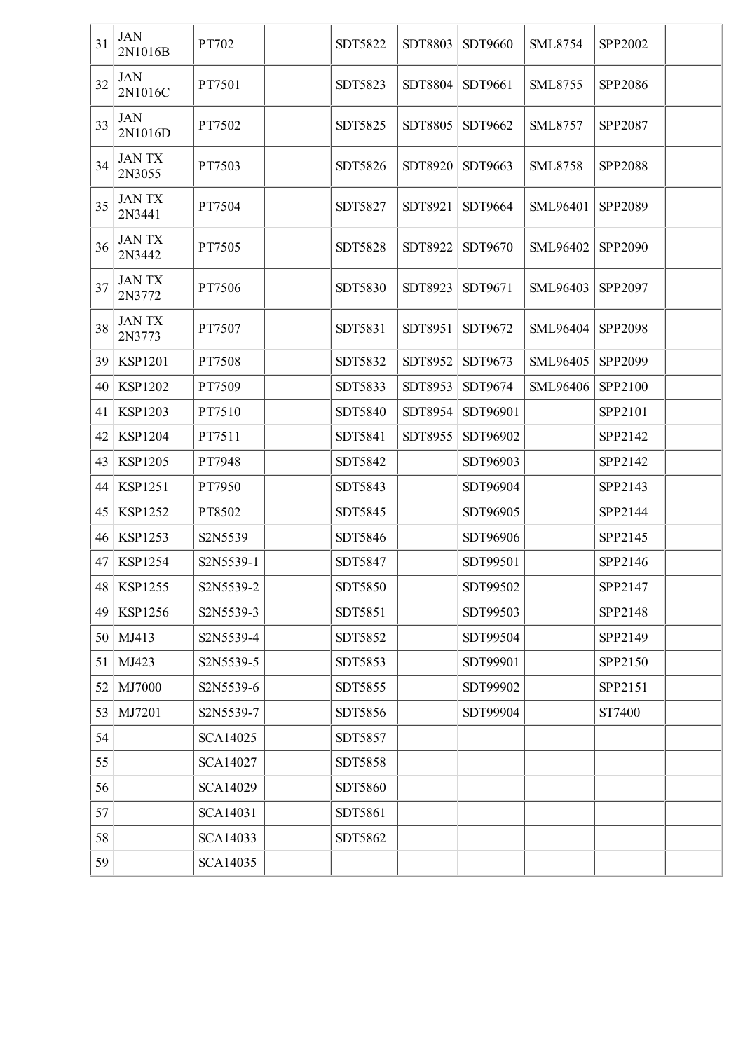| | | | | | | | | | |
|---|---|---|---|---|---|---|---|---|---|
| 31 | JAN 2N1016B | PT702 | | SDT5822 | SDT8803 | SDT9660 | SML8754 | SPP2002 | |
| 32 | JAN 2N1016C | PT7501 | | SDT5823 | SDT8804 | SDT9661 | SML8755 | SPP2086 | |
| 33 | JAN 2N1016D | PT7502 | | SDT5825 | SDT8805 | SDT9662 | SML8757 | SPP2087 | |
| 34 | JAN TX 2N3055 | PT7503 | | SDT5826 | SDT8920 | SDT9663 | SML8758 | SPP2088 | |
| 35 | JAN TX 2N3441 | PT7504 | | SDT5827 | SDT8921 | SDT9664 | SML96401 | SPP2089 | |
| 36 | JAN TX 2N3442 | PT7505 | | SDT5828 | SDT8922 | SDT9670 | SML96402 | SPP2090 | |
| 37 | JAN TX 2N3772 | PT7506 | | SDT5830 | SDT8923 | SDT9671 | SML96403 | SPP2097 | |
| 38 | JAN TX 2N3773 | PT7507 | | SDT5831 | SDT8951 | SDT9672 | SML96404 | SPP2098 | |
| 39 | KSP1201 | PT7508 | | SDT5832 | SDT8952 | SDT9673 | SML96405 | SPP2099 | |
| 40 | KSP1202 | PT7509 | | SDT5833 | SDT8953 | SDT9674 | SML96406 | SPP2100 | |
| 41 | KSP1203 | PT7510 | | SDT5840 | SDT8954 | SDT96901 | | SPP2101 | |
| 42 | KSP1204 | PT7511 | | SDT5841 | SDT8955 | SDT96902 | | SPP2142 | |
| 43 | KSP1205 | PT7948 | | SDT5842 | | SDT96903 | | SPP2142 | |
| 44 | KSP1251 | PT7950 | | SDT5843 | | SDT96904 | | SPP2143 | |
| 45 | KSP1252 | PT8502 | | SDT5845 | | SDT96905 | | SPP2144 | |
| 46 | KSP1253 | S2N5539 | | SDT5846 | | SDT96906 | | SPP2145 | |
| 47 | KSP1254 | S2N5539-1 | | SDT5847 | | SDT99501 | | SPP2146 | |
| 48 | KSP1255 | S2N5539-2 | | SDT5850 | | SDT99502 | | SPP2147 | |
| 49 | KSP1256 | S2N5539-3 | | SDT5851 | | SDT99503 | | SPP2148 | |
| 50 | MJ413 | S2N5539-4 | | SDT5852 | | SDT99504 | | SPP2149 | |
| 51 | MJ423 | S2N5539-5 | | SDT5853 | | SDT99901 | | SPP2150 | |
| 52 | MJ7000 | S2N5539-6 | | SDT5855 | | SDT99902 | | SPP2151 | |
| 53 | MJ7201 | S2N5539-7 | | SDT5856 | | SDT99904 | | ST7400 | |
| 54 | | SCA14025 | | SDT5857 | | | | | |
| 55 | | SCA14027 | | SDT5858 | | | | | |
| 56 | | SCA14029 | | SDT5860 | | | | | |
| 57 | | SCA14031 | | SDT5861 | | | | | |
| 58 | | SCA14033 | | SDT5862 | | | | | |
| 59 | | SCA14035 | | | | | | | |